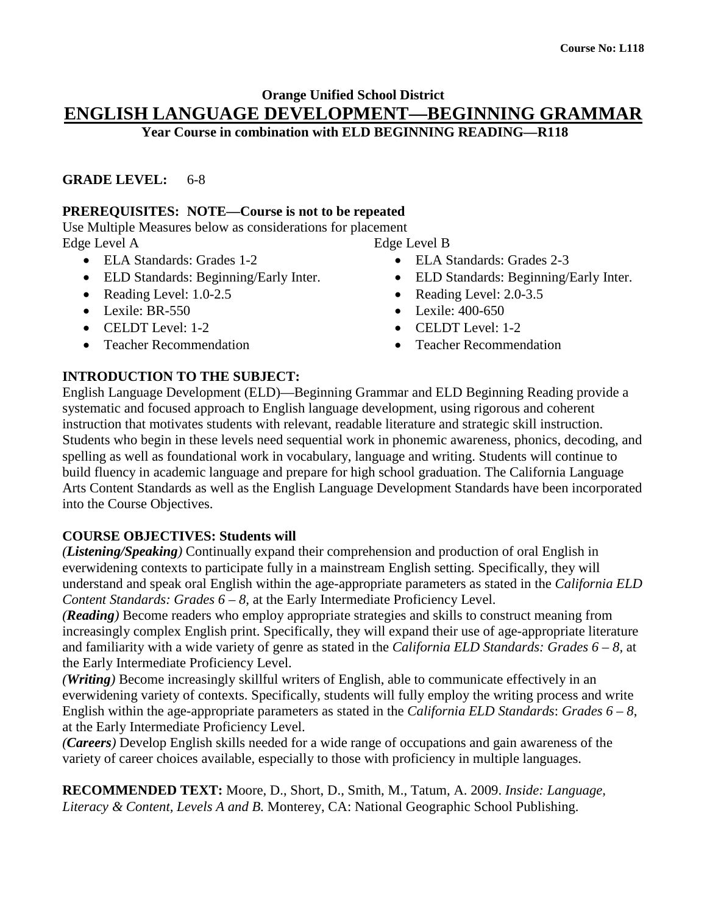**Course No: L118**

**Orange Unified School District**

# ENGLISH LANGUAGE DEVELOPMENT—BEGINNING GRAMMAR

**Year Course in combination with ELD BEGINNING READING—R118**

**GRADE LEVEL:** 6-8

**PREREQUISITES: NOTE—Course is not to be repeated**

Use Multiple Measures below as considerations for placement

Edge Level A

- ELA Standards: Grades 1-2
- ELD Standards: Beginning/Early Inter.
- Reading Level: 1.0-2.5
- Lexile: BR-550
- CELDT Level: 1-2
- Teacher Recommendation

Edge Level B

- ELA Standards: Grades 2-3
- ELD Standards: Beginning/Early Inter.
- Reading Level: 2.0-3.5
- Lexile: 400-650
- CELDT Level: 1-2
- Teacher Recommendation

**INTRODUCTION TO THE SUBJECT:**

English Language Development (ELD)—Beginning Grammar and ELD Beginning Reading provide a systematic and focused approach to English language development, using rigorous and coherent instruction that motivates students with relevant, readable literature and strategic skill instruction. Students who begin in these levels need sequential work in phonemic awareness, phonics, decoding, and spelling as well as foundational work in vocabulary, language and writing. Students will continue to build fluency in academic language and prepare for high school graduation. The California Language Arts Content Standards as well as the English Language Development Standards have been incorporated into the Course Objectives.

**COURSE OBJECTIVES: Students will**

***(Listening/Speaking)*** Continually expand their comprehension and production of oral English in everwidening contexts to participate fully in a mainstream English setting. Specifically, they will understand and speak oral English within the age-appropriate parameters as stated in the *California ELD Content Standards: Grades 6 – 8,* at the Early Intermediate Proficiency Level.

***(Reading)*** Become readers who employ appropriate strategies and skills to construct meaning from increasingly complex English print. Specifically, they will expand their use of age-appropriate literature and familiarity with a wide variety of genre as stated in the *California ELD Standards: Grades 6 – 8,* at the Early Intermediate Proficiency Level.

***(Writing)*** Become increasingly skillful writers of English, able to communicate effectively in an everwidening variety of contexts. Specifically, students will fully employ the writing process and write English within the age-appropriate parameters as stated in the *California ELD Standards*: *Grades 6 – 8*, at the Early Intermediate Proficiency Level.

***(Careers)*** Develop English skills needed for a wide range of occupations and gain awareness of the variety of career choices available, especially to those with proficiency in multiple languages.

**RECOMMENDED TEXT:** Moore, D., Short, D., Smith, M., Tatum, A. 2009. *Inside: Language, Literacy & Content, Levels A and B.* Monterey, CA: National Geographic School Publishing.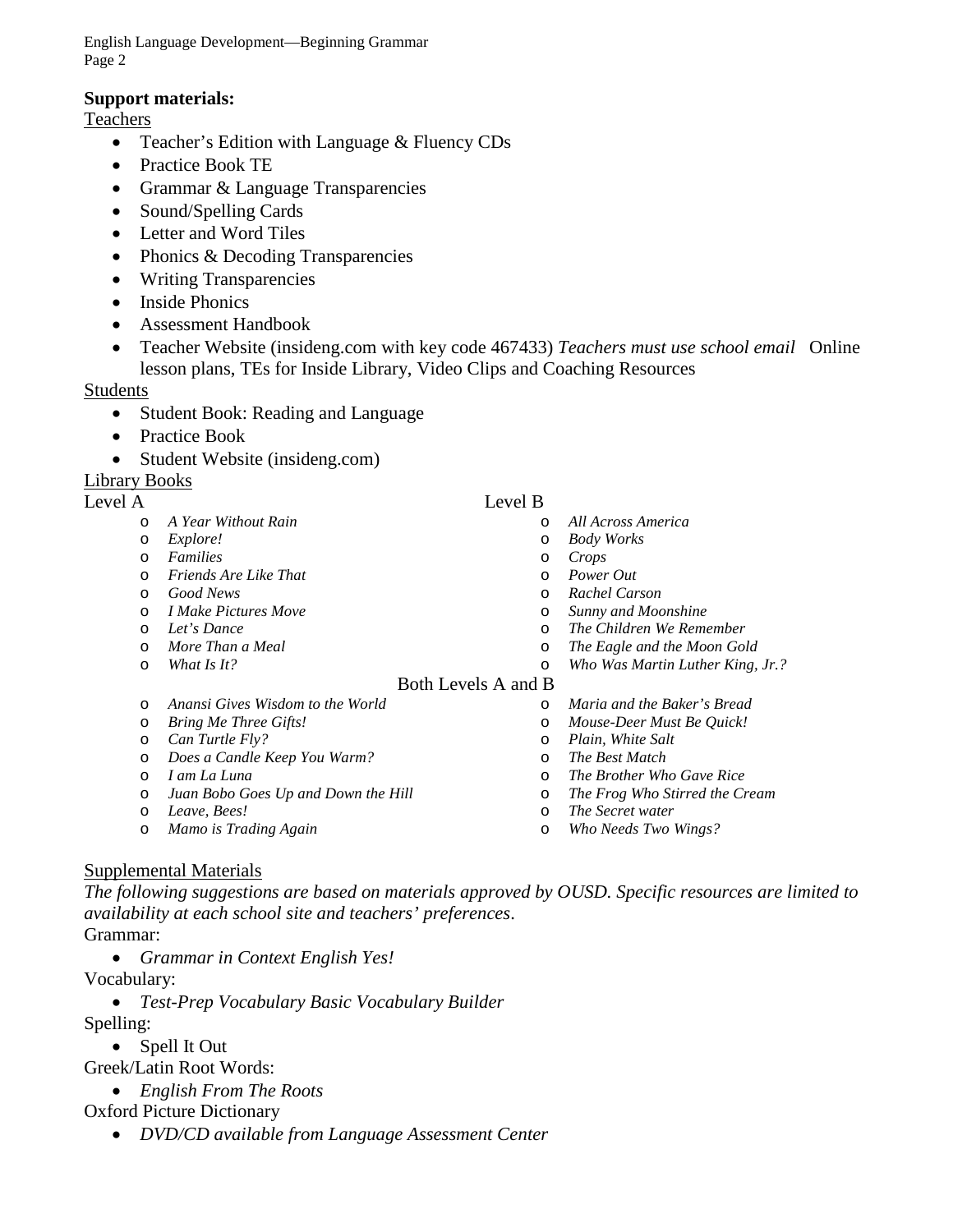**Support materials:**

Teachers

- Teacher's Edition with Language & Fluency CDs
- Practice Book TE
- Grammar & Language Transparencies
- Sound/Spelling Cards
- Letter and Word Tiles
- Phonics & Decoding Transparencies
- Writing Transparencies
- Inside Phonics
- Assessment Handbook
- Teacher Website (insideng.com with key code 467433) *Teachers must use school email* Online lesson plans, TEs for Inside Library, Video Clips and Coaching Resources

Students

- Student Book: Reading and Language
- Practice Book
- Student Website (insideng.com)

Library Books

Level A

- *A Year Without Rain*
- *Explore!*
- *Families*
- *Friends Are Like That*
- *Good News*
- *I Make Pictures Move*
- *Let's Dance*
- *More Than a Meal*
- *What Is It?*

Level B

- *All Across America*
- *Body Works*
- *Crops*
- *Power Out*
- *Rachel Carson*
- *Sunny and Moonshine*
- *The Children We Remember*
- *The Eagle and the Moon Gold*
- *Who Was Martin Luther King, Jr.?*

Both Levels A and B

- *Anansi Gives Wisdom to the World*
- *Bring Me Three Gifts!*
- *Can Turtle Fly?*
- *Does a Candle Keep You Warm?*
- *I am La Luna*
- *Juan Bobo Goes Up and Down the Hill*
- *Leave, Bees!*
- *Mamo is Trading Again*
- *Maria and the Baker's Bread*
- *Mouse-Deer Must Be Quick!*
- *Plain, White Salt*
- *The Best Match*
- *The Brother Who Gave Rice*
- *The Frog Who Stirred the Cream*
- *The Secret water*
- *Who Needs Two Wings?*

Supplemental Materials

*The following suggestions are based on materials approved by OUSD. Specific resources are limited to availability at each school site and teachers' preferences.*

Grammar:

- *Grammar in Context English Yes!*

Vocabulary:

- *Test-Prep Vocabulary Basic Vocabulary Builder*

Spelling:

- Spell It Out

Greek/Latin Root Words:

- *English From The Roots*

Oxford Picture Dictionary

- *DVD/CD available from Language Assessment Center*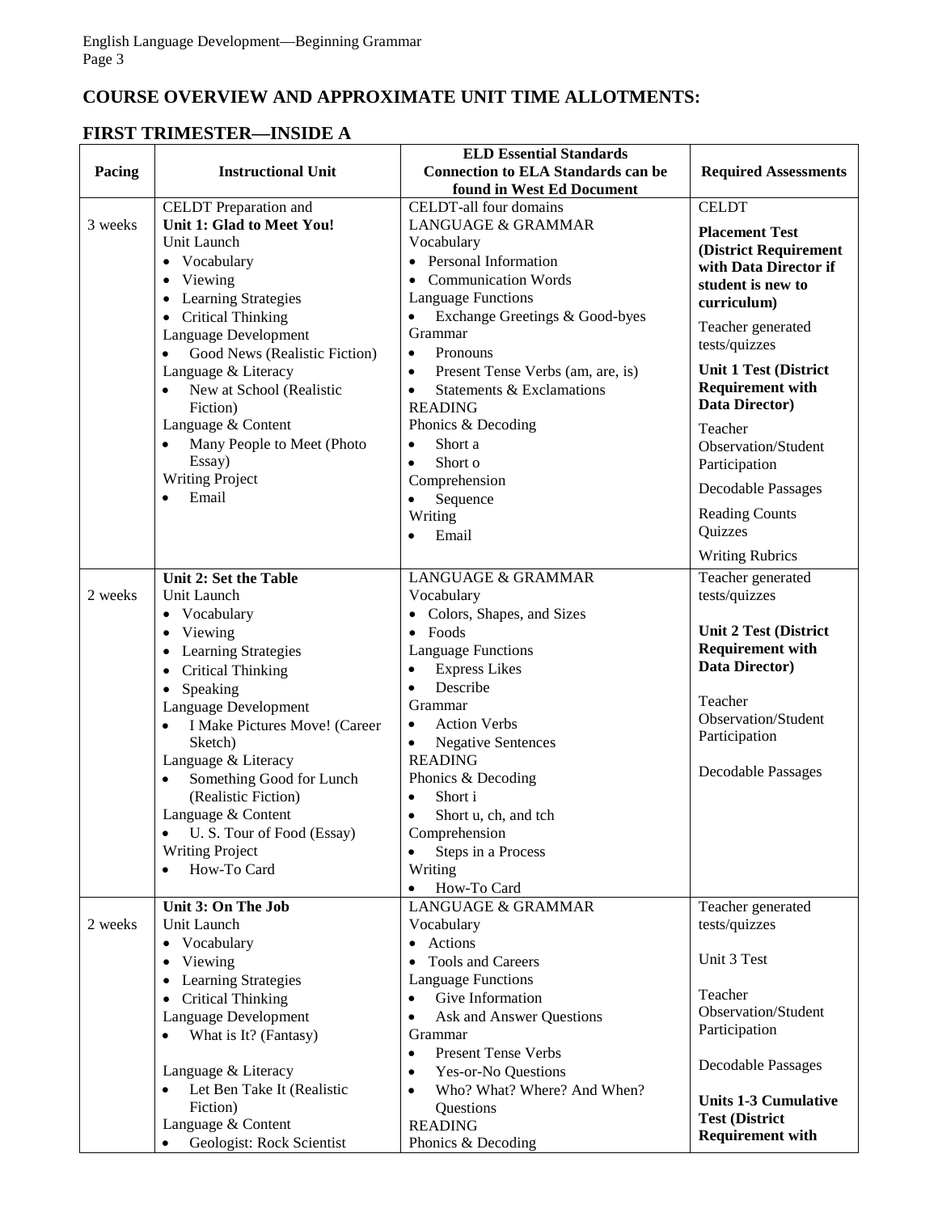## COURSE OVERVIEW AND APPROXIMATE UNIT TIME ALLOTMENTS:

## FIRST TRIMESTER—INSIDE A

| Pacing | Instructional Unit | ELD Essential Standards Connection to ELA Standards can be found in West Ed Document | Required Assessments |
|---|---|---|---|
| 3 weeks | CELDT Preparation and **Unit 1: Glad to Meet You!**<br>Unit Launch<br>• Vocabulary<br>• Viewing<br>• Learning Strategies<br>• Critical Thinking<br>Language Development<br>• Good News (Realistic Fiction)<br>Language & Literacy<br>• New at School (Realistic Fiction)<br>Language & Content<br>• Many People to Meet (Photo Essay)<br>Writing Project<br>• Email | CELDT-all four domains<br>LANGUAGE & GRAMMAR<br>Vocabulary<br>• Personal Information<br>• Communication Words<br>Language Functions<br>• Exchange Greetings & Good-byes<br>Grammar<br>• Pronouns<br>• Present Tense Verbs (am, are, is)<br>• Statements & Exclamations<br>READING<br>Phonics & Decoding<br>• Short a<br>• Short o<br>Comprehension<br>• Sequence<br>Writing<br>• Email | CELDT<br>**Placement Test (District Requirement with Data Director if student is new to curriculum)**<br>Teacher generated tests/quizzes<br>**Unit 1 Test (District Requirement with Data Director)**<br>Teacher Observation/Student Participation<br>Decodable Passages<br>Reading Counts Quizzes<br>Writing Rubrics |
| 2 weeks | **Unit 2: Set the Table**<br>Unit Launch<br>• Vocabulary<br>• Viewing<br>• Learning Strategies<br>• Critical Thinking<br>• Speaking<br>Language Development<br>• I Make Pictures Move! (Career Sketch)<br>Language & Literacy<br>• Something Good for Lunch (Realistic Fiction)<br>Language & Content<br>• U. S. Tour of Food (Essay)<br>Writing Project<br>• How-To Card | LANGUAGE & GRAMMAR<br>Vocabulary<br>• Colors, Shapes, and Sizes<br>• Foods<br>Language Functions<br>• Express Likes<br>• Describe<br>Grammar<br>• Action Verbs<br>• Negative Sentences<br>READING<br>Phonics & Decoding<br>• Short i<br>• Short u, ch, and tch<br>Comprehension<br>• Steps in a Process<br>Writing<br>• How-To Card | Teacher generated tests/quizzes<br>**Unit 2 Test (District Requirement with Data Director)**<br>Teacher Observation/Student Participation<br>Decodable Passages |
| 2 weeks | **Unit 3: On The Job**<br>Unit Launch<br>• Vocabulary<br>• Viewing<br>• Learning Strategies<br>• Critical Thinking<br>Language Development<br>• What is It? (Fantasy)<br>Language & Literacy<br>• Let Ben Take It (Realistic Fiction)<br>Language & Content<br>• Geologist: Rock Scientist | LANGUAGE & GRAMMAR<br>Vocabulary<br>• Actions<br>• Tools and Careers<br>Language Functions<br>• Give Information<br>• Ask and Answer Questions<br>Grammar<br>• Present Tense Verbs<br>• Yes-or-No Questions<br>• Who? What? Where? And When? Questions<br>READING<br>Phonics & Decoding | Teacher generated tests/quizzes<br>Unit 3 Test<br>Teacher Observation/Student Participation<br>Decodable Passages<br>**Units 1-3 Cumulative Test (District Requirement with** |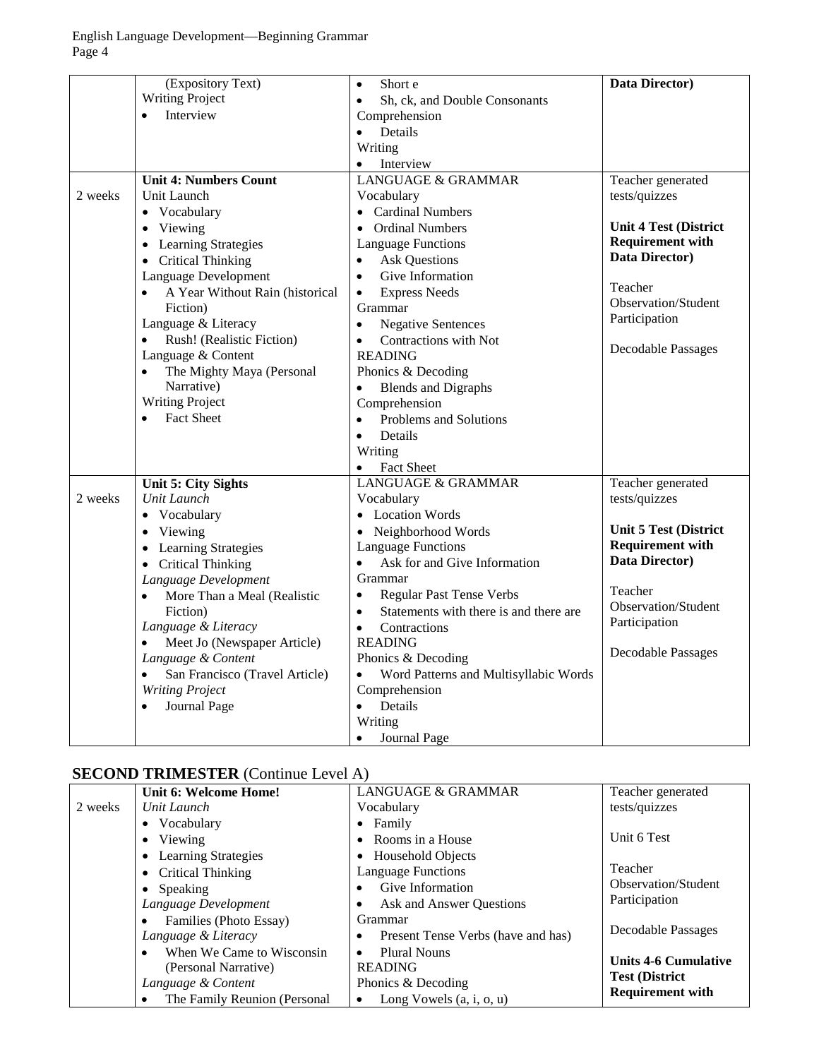| | (Expository Text)<br>Writing Project<br>• Interview | • Short e<br>• Sh, ck, and Double Consonants<br>Comprehension<br>• Details<br>Writing<br>• Interview | **Data Director)** |
|---|---|---|---|
| 2 weeks | **Unit 4: Numbers Count**<br>Unit Launch<br>• Vocabulary<br>• Viewing<br>• Learning Strategies<br>• Critical Thinking<br>Language Development<br>• A Year Without Rain (historical Fiction)<br>Language & Literacy<br>• Rush! (Realistic Fiction)<br>Language & Content<br>• The Mighty Maya (Personal Narrative)<br>Writing Project<br>• Fact Sheet | LANGUAGE & GRAMMAR<br>Vocabulary<br>• Cardinal Numbers<br>• Ordinal Numbers<br>Language Functions<br>• Ask Questions<br>• Give Information<br>• Express Needs<br>Grammar<br>• Negative Sentences<br>• Contractions with Not<br>READING<br>Phonics & Decoding<br>• Blends and Digraphs<br>Comprehension<br>• Problems and Solutions<br>• Details<br>Writing<br>• Fact Sheet | Teacher generated tests/quizzes<br><br>**Unit 4 Test (District Requirement with Data Director)**<br><br>Teacher Observation/Student Participation<br><br>Decodable Passages |
| 2 weeks | **Unit 5: City Sights**<br>*Unit Launch*<br>• Vocabulary<br>• Viewing<br>• Learning Strategies<br>• Critical Thinking<br>*Language Development*<br>• More Than a Meal (Realistic Fiction)<br>*Language & Literacy*<br>• Meet Jo (Newspaper Article)<br>*Language & Content*<br>• San Francisco (Travel Article)<br>*Writing Project*<br>• Journal Page | LANGUAGE & GRAMMAR<br>Vocabulary<br>• Location Words<br>• Neighborhood Words<br>Language Functions<br>• Ask for and Give Information<br>Grammar<br>• Regular Past Tense Verbs<br>• Statements with there is and there are<br>• Contractions<br>READING<br>Phonics & Decoding<br>• Word Patterns and Multisyllabic Words<br>Comprehension<br>• Details<br>Writing<br>• Journal Page | Teacher generated tests/quizzes<br><br>**Unit 5 Test (District Requirement with Data Director)**<br><br>Teacher Observation/Student Participation<br><br>Decodable Passages |

## SECOND TRIMESTER (Continue Level A)

| 2 weeks | **Unit 6: Welcome Home!**<br>*Unit Launch*<br>• Vocabulary<br>• Viewing<br>• Learning Strategies<br>• Critical Thinking<br>• Speaking<br>*Language Development*<br>• Families (Photo Essay)<br>*Language & Literacy*<br>• When We Came to Wisconsin (Personal Narrative)<br>*Language & Content*<br>• The Family Reunion (Personal | LANGUAGE & GRAMMAR<br>Vocabulary<br>• Family<br>• Rooms in a House<br>• Household Objects<br>Language Functions<br>• Give Information<br>• Ask and Answer Questions<br>Grammar<br>• Present Tense Verbs (have and has)<br>• Plural Nouns<br>READING<br>Phonics & Decoding<br>• Long Vowels (a, i, o, u) | Teacher generated tests/quizzes<br><br>Unit 6 Test<br><br>Teacher Observation/Student Participation<br><br>Decodable Passages<br><br>**Units 4-6 Cumulative Test (District Requirement with** |
|---|---|---|---|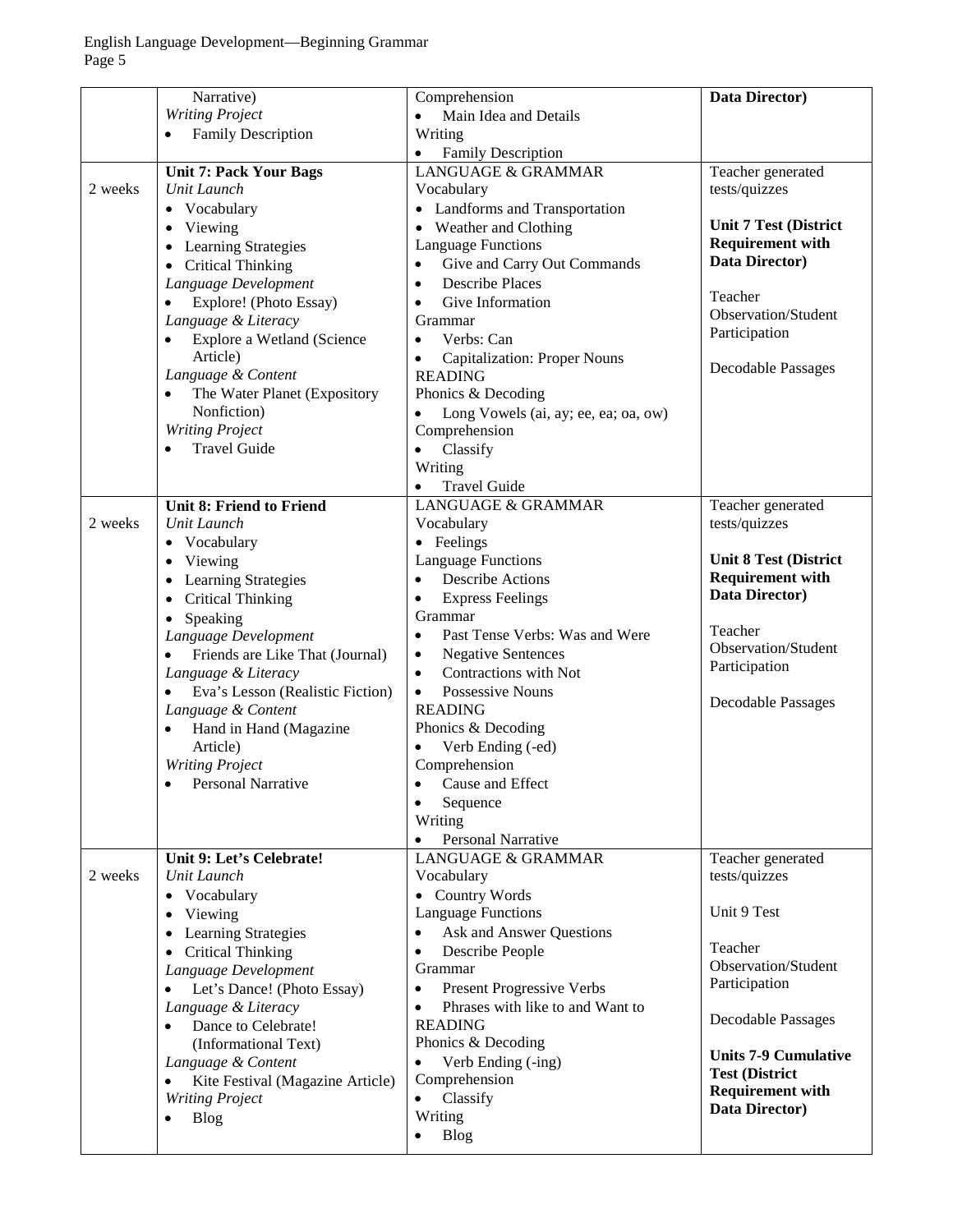| | | | |
|---|---|---|---|
| | Narrative)<br>*Writing Project*<br>• Family Description | Comprehension<br>• Main Idea and Details<br>Writing<br>• Family Description | **Data Director)** |
| 2 weeks | **Unit 7: Pack Your Bags**<br>*Unit Launch*<br>• Vocabulary<br>• Viewing<br>• Learning Strategies<br>• Critical Thinking<br>*Language Development*<br>• Explore! (Photo Essay)<br>*Language & Literacy*<br>• Explore a Wetland (Science Article)<br>*Language & Content*<br>• The Water Planet (Expository Nonfiction)<br>*Writing Project*<br>• Travel Guide | LANGUAGE & GRAMMAR<br>Vocabulary<br>• Landforms and Transportation<br>• Weather and Clothing<br>Language Functions<br>• Give and Carry Out Commands<br>• Describe Places<br>• Give Information<br>Grammar<br>• Verbs: Can<br>• Capitalization: Proper Nouns<br>READING<br>Phonics & Decoding<br>• Long Vowels (ai, ay; ee, ea; oa, ow)<br>Comprehension<br>• Classify<br>Writing<br>• Travel Guide | Teacher generated tests/quizzes<br><br>**Unit 7 Test (District Requirement with Data Director)**<br><br>Teacher Observation/Student Participation<br><br>Decodable Passages |
| 2 weeks | **Unit 8: Friend to Friend**<br>*Unit Launch*<br>• Vocabulary<br>• Viewing<br>• Learning Strategies<br>• Critical Thinking<br>• Speaking<br>*Language Development*<br>• Friends are Like That (Journal)<br>*Language & Literacy*<br>• Eva's Lesson (Realistic Fiction)<br>*Language & Content*<br>• Hand in Hand (Magazine Article)<br>*Writing Project*<br>• Personal Narrative | LANGUAGE & GRAMMAR<br>Vocabulary<br>• Feelings<br>Language Functions<br>• Describe Actions<br>• Express Feelings<br>Grammar<br>• Past Tense Verbs: Was and Were<br>• Negative Sentences<br>• Contractions with Not<br>• Possessive Nouns<br>READING<br>Phonics & Decoding<br>• Verb Ending (-ed)<br>Comprehension<br>• Cause and Effect<br>• Sequence<br>Writing<br>• Personal Narrative | Teacher generated tests/quizzes<br><br>**Unit 8 Test (District Requirement with Data Director)**<br><br>Teacher Observation/Student Participation<br><br>Decodable Passages |
| 2 weeks | **Unit 9: Let's Celebrate!**<br>*Unit Launch*<br>• Vocabulary<br>• Viewing<br>• Learning Strategies<br>• Critical Thinking<br>*Language Development*<br>• Let's Dance! (Photo Essay)<br>*Language & Literacy*<br>• Dance to Celebrate! (Informational Text)<br>*Language & Content*<br>• Kite Festival (Magazine Article)<br>*Writing Project*<br>• Blog | LANGUAGE & GRAMMAR<br>Vocabulary<br>• Country Words<br>Language Functions<br>• Ask and Answer Questions<br>• Describe People<br>Grammar<br>• Present Progressive Verbs<br>• Phrases with like to and Want to<br>READING<br>Phonics & Decoding<br>• Verb Ending (-ing)<br>Comprehension<br>• Classify<br>Writing<br>• Blog | Teacher generated tests/quizzes<br><br>Unit 9 Test<br><br>Teacher Observation/Student Participation<br><br>Decodable Passages<br><br>**Units 7-9 Cumulative Test (District Requirement with Data Director)** |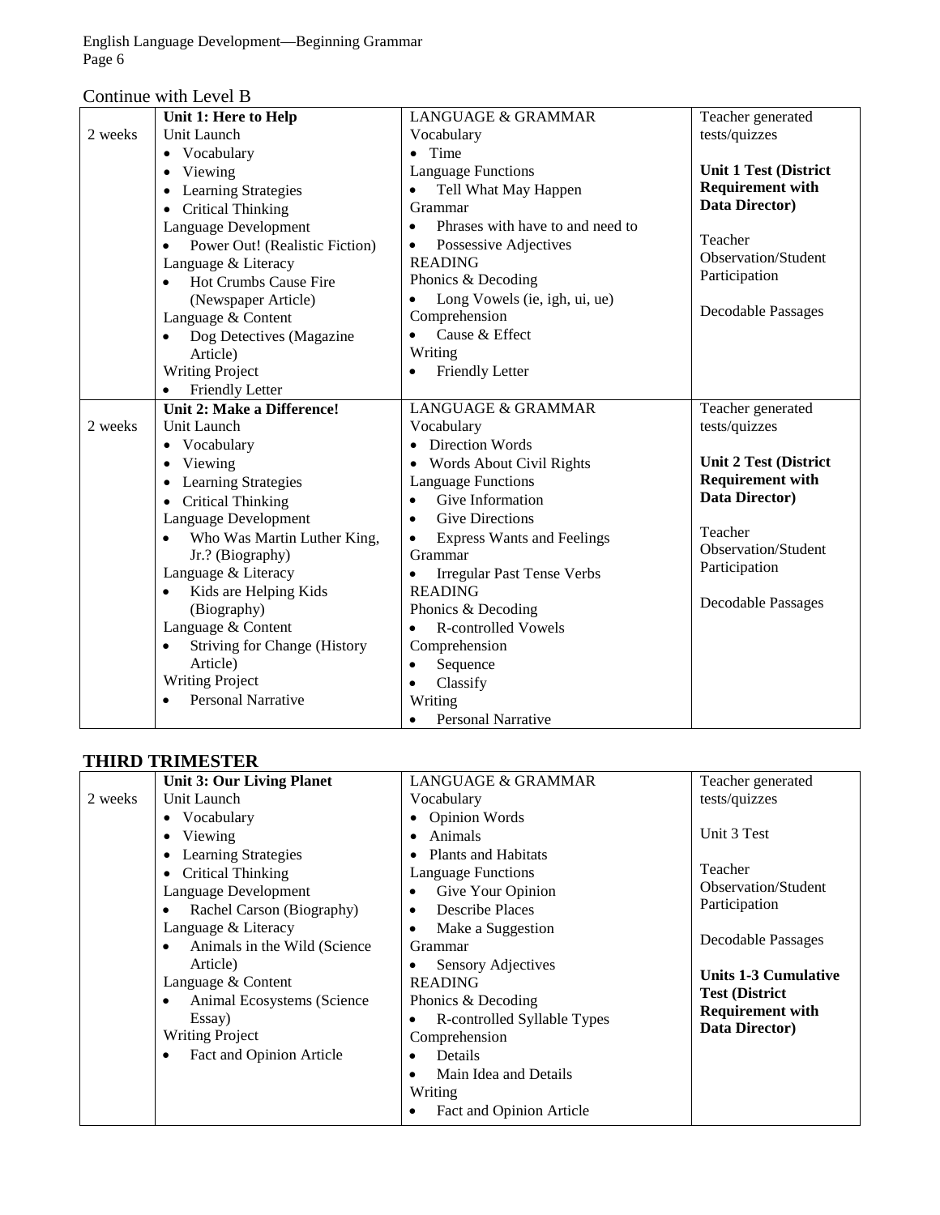Continue with Level B

| | | | |
|---|---|---|---|
| 2 weeks | **Unit 1: Here to Help**<br>Unit Launch<br>• Vocabulary<br>• Viewing<br>• Learning Strategies<br>• Critical Thinking<br>Language Development<br>• Power Out! (Realistic Fiction)<br>Language & Literacy<br>• Hot Crumbs Cause Fire (Newspaper Article)<br>Language & Content<br>• Dog Detectives (Magazine Article)<br>Writing Project<br>• Friendly Letter | LANGUAGE & GRAMMAR<br>Vocabulary<br>• Time<br>Language Functions<br>• Tell What May Happen<br>Grammar<br>• Phrases with have to and need to<br>• Possessive Adjectives<br>READING<br>Phonics & Decoding<br>• Long Vowels (ie, igh, ui, ue)<br>Comprehension<br>• Cause & Effect<br>Writing<br>• Friendly Letter | Teacher generated tests/quizzes<br><br>**Unit 1 Test (District Requirement with Data Director)**<br><br>Teacher Observation/Student Participation<br><br>Decodable Passages |
| 2 weeks | **Unit 2: Make a Difference!**<br>Unit Launch<br>• Vocabulary<br>• Viewing<br>• Learning Strategies<br>• Critical Thinking<br>Language Development<br>• Who Was Martin Luther King, Jr.? (Biography)<br>Language & Literacy<br>• Kids are Helping Kids (Biography)<br>Language & Content<br>• Striving for Change (History Article)<br>Writing Project<br>• Personal Narrative | LANGUAGE & GRAMMAR<br>Vocabulary<br>• Direction Words<br>• Words About Civil Rights<br>Language Functions<br>• Give Information<br>• Give Directions<br>• Express Wants and Feelings<br>Grammar<br>• Irregular Past Tense Verbs<br>READING<br>Phonics & Decoding<br>• R-controlled Vowels<br>Comprehension<br>• Sequence<br>• Classify<br>Writing<br>• Personal Narrative | Teacher generated tests/quizzes<br><br>**Unit 2 Test (District Requirement with Data Director)**<br><br>Teacher Observation/Student Participation<br><br>Decodable Passages |

## THIRD TRIMESTER

| | | | |
|---|---|---|---|
| 2 weeks | **Unit 3: Our Living Planet**<br>Unit Launch<br>• Vocabulary<br>• Viewing<br>• Learning Strategies<br>• Critical Thinking<br>Language Development<br>• Rachel Carson (Biography)<br>Language & Literacy<br>• Animals in the Wild (Science Article)<br>Language & Content<br>• Animal Ecosystems (Science Essay)<br>Writing Project<br>• Fact and Opinion Article | LANGUAGE & GRAMMAR<br>Vocabulary<br>• Opinion Words<br>• Animals<br>• Plants and Habitats<br>Language Functions<br>• Give Your Opinion<br>• Describe Places<br>• Make a Suggestion<br>Grammar<br>• Sensory Adjectives<br>READING<br>Phonics & Decoding<br>• R-controlled Syllable Types<br>Comprehension<br>• Details<br>• Main Idea and Details<br>Writing<br>• Fact and Opinion Article | Teacher generated tests/quizzes<br><br>Unit 3 Test<br><br>Teacher Observation/Student Participation<br><br>Decodable Passages<br><br>**Units 1-3 Cumulative Test (District Requirement with Data Director)** |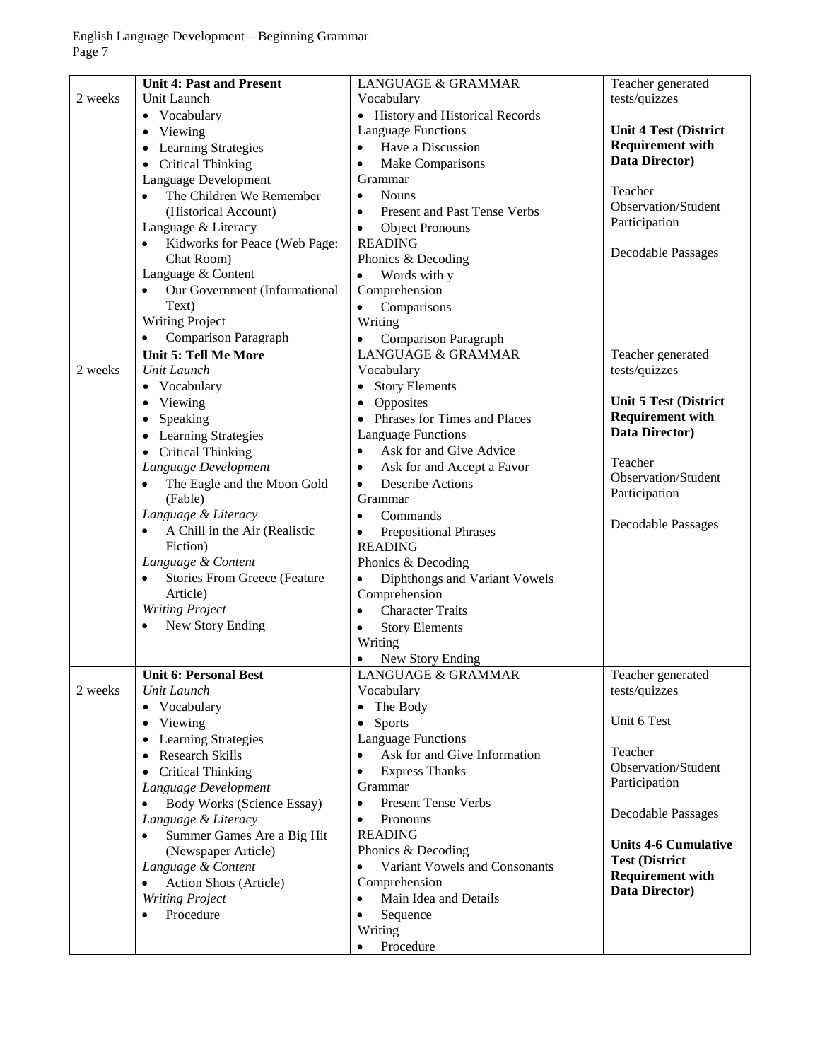| | | | |
|---|---|---|---|
| 2 weeks | **Unit 4: Past and Present**<br>Unit Launch<br>• Vocabulary<br>• Viewing<br>• Learning Strategies<br>• Critical Thinking<br>Language Development<br>• The Children We Remember (Historical Account)<br>Language & Literacy<br>• Kidworks for Peace (Web Page: Chat Room)<br>Language & Content<br>• Our Government (Informational Text)<br>Writing Project<br>• Comparison Paragraph | LANGUAGE & GRAMMAR<br>Vocabulary<br>• History and Historical Records<br>Language Functions<br>• Have a Discussion<br>• Make Comparisons<br>Grammar<br>• Nouns<br>• Present and Past Tense Verbs<br>• Object Pronouns<br>READING<br>Phonics & Decoding<br>• Words with y<br>Comprehension<br>• Comparisons<br>Writing<br>• Comparison Paragraph | Teacher generated tests/quizzes<br><br>**Unit 4 Test (District Requirement with Data Director)**<br><br>Teacher Observation/Student Participation<br><br>Decodable Passages |
| 2 weeks | **Unit 5: Tell Me More**<br>*Unit Launch*<br>• Vocabulary<br>• Viewing<br>• Speaking<br>• Learning Strategies<br>• Critical Thinking<br>*Language Development*<br>• The Eagle and the Moon Gold (Fable)<br>*Language & Literacy*<br>• A Chill in the Air (Realistic Fiction)<br>*Language & Content*<br>• Stories From Greece (Feature Article)<br>*Writing Project*<br>• New Story Ending | LANGUAGE & GRAMMAR<br>Vocabulary<br>• Story Elements<br>• Opposites<br>• Phrases for Times and Places<br>Language Functions<br>• Ask for and Give Advice<br>• Ask for and Accept a Favor<br>• Describe Actions<br>Grammar<br>• Commands<br>• Prepositional Phrases<br>READING<br>Phonics & Decoding<br>• Diphthongs and Variant Vowels<br>Comprehension<br>• Character Traits<br>• Story Elements<br>Writing<br>• New Story Ending | Teacher generated tests/quizzes<br><br>**Unit 5 Test (District Requirement with Data Director)**<br><br>Teacher Observation/Student Participation<br><br>Decodable Passages |
| 2 weeks | **Unit 6: Personal Best**<br>*Unit Launch*<br>• Vocabulary<br>• Viewing<br>• Learning Strategies<br>• Research Skills<br>• Critical Thinking<br>*Language Development*<br>• Body Works (Science Essay)<br>*Language & Literacy*<br>• Summer Games Are a Big Hit (Newspaper Article)<br>*Language & Content*<br>• Action Shots (Article)<br>*Writing Project*<br>• Procedure | LANGUAGE & GRAMMAR<br>Vocabulary<br>• The Body<br>• Sports<br>Language Functions<br>• Ask for and Give Information<br>• Express Thanks<br>Grammar<br>• Present Tense Verbs<br>• Pronouns<br>READING<br>Phonics & Decoding<br>• Variant Vowels and Consonants<br>Comprehension<br>• Main Idea and Details<br>• Sequence<br>Writing<br>• Procedure | Teacher generated tests/quizzes<br><br>Unit 6 Test<br><br>Teacher Observation/Student Participation<br><br>Decodable Passages<br><br>**Units 4-6 Cumulative Test (District Requirement with Data Director)** |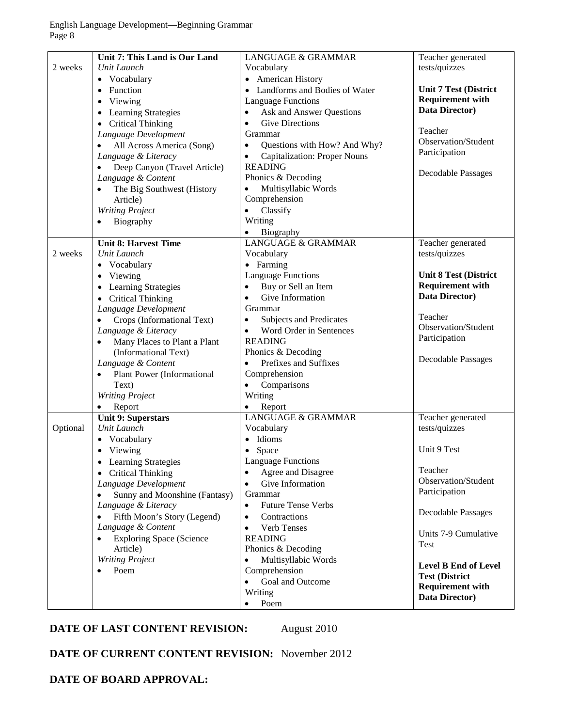| | | | |
|---|---|---|---|
| 2 weeks | **Unit 7: This Land is Our Land**<br>*Unit Launch*<br>• Vocabulary<br>• Function<br>• Viewing<br>• Learning Strategies<br>• Critical Thinking<br>*Language Development*<br>• All Across America (Song)<br>*Language & Literacy*<br>• Deep Canyon (Travel Article)<br>*Language & Content*<br>• The Big Southwest (History Article)<br>*Writing Project*<br>• Biography | LANGUAGE & GRAMMAR<br>Vocabulary<br>• American History<br>• Landforms and Bodies of Water<br>Language Functions<br>• Ask and Answer Questions<br>• Give Directions<br>Grammar<br>• Questions with How? And Why?<br>• Capitalization: Proper Nouns<br>READING<br>Phonics & Decoding<br>• Multisyllabic Words<br>Comprehension<br>• Classify<br>Writing<br>• Biography | Teacher generated tests/quizzes<br><br>**Unit 7 Test (District Requirement with Data Director)**<br><br>Teacher Observation/Student Participation<br><br>Decodable Passages |
| 2 weeks | **Unit 8: Harvest Time**<br>*Unit Launch*<br>• Vocabulary<br>• Viewing<br>• Learning Strategies<br>• Critical Thinking<br>*Language Development*<br>• Crops (Informational Text)<br>*Language & Literacy*<br>• Many Places to Plant a Plant (Informational Text)<br>*Language & Content*<br>• Plant Power (Informational Text)<br>*Writing Project*<br>• Report | LANGUAGE & GRAMMAR<br>Vocabulary<br>• Farming<br>Language Functions<br>• Buy or Sell an Item<br>• Give Information<br>Grammar<br>• Subjects and Predicates<br>• Word Order in Sentences<br>READING<br>Phonics & Decoding<br>• Prefixes and Suffixes<br>Comprehension<br>• Comparisons<br>Writing<br>• Report | Teacher generated tests/quizzes<br><br>**Unit 8 Test (District Requirement with Data Director)**<br><br>Teacher Observation/Student Participation<br><br>Decodable Passages |
| Optional | **Unit 9: Superstars**<br>*Unit Launch*<br>• Vocabulary<br>• Viewing<br>• Learning Strategies<br>• Critical Thinking<br>*Language Development*<br>• Sunny and Moonshine (Fantasy)<br>*Language & Literacy*<br>• Fifth Moon's Story (Legend)<br>*Language & Content*<br>• Exploring Space (Science Article)<br>*Writing Project*<br>• Poem | LANGUAGE & GRAMMAR<br>Vocabulary<br>• Idioms<br>• Space<br>Language Functions<br>• Agree and Disagree<br>• Give Information<br>Grammar<br>• Future Tense Verbs<br>• Contractions<br>• Verb Tenses<br>READING<br>Phonics & Decoding<br>• Multisyllabic Words<br>Comprehension<br>• Goal and Outcome<br>Writing<br>• Poem | Teacher generated tests/quizzes<br><br>Unit 9 Test<br><br>Teacher Observation/Student Participation<br><br>Decodable Passages<br><br>Units 7-9 Cumulative Test<br><br>**Level B End of Level Test (District Requirement with Data Director)** |

**DATE OF LAST CONTENT REVISION:** August 2010

**DATE OF CURRENT CONTENT REVISION:** November 2012

**DATE OF BOARD APPROVAL:**